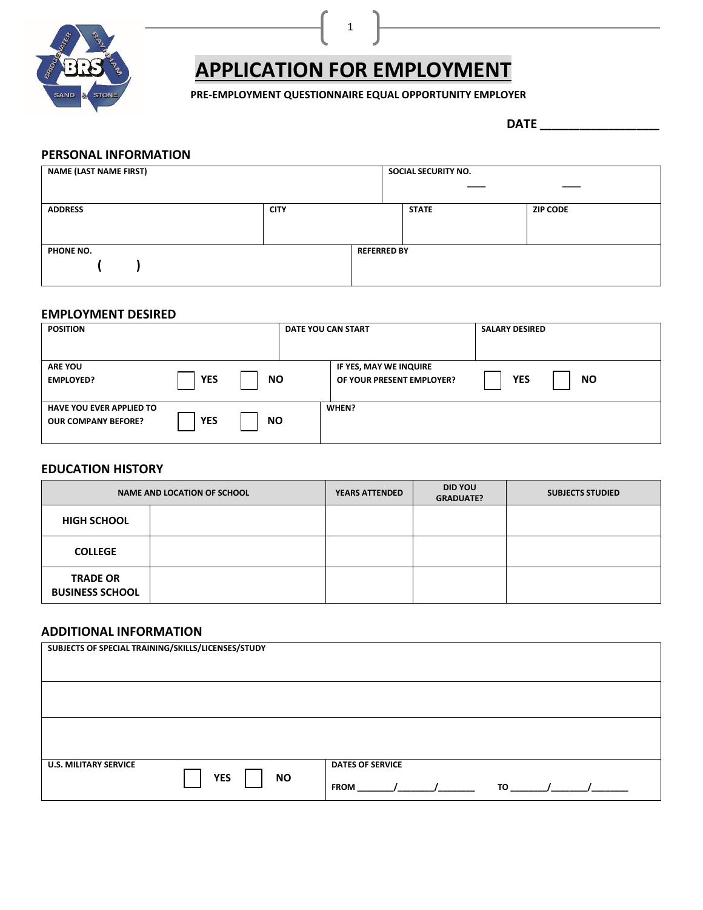# APPLICATION FOR EMPLOYMENT

**PRE-EMPLOYMENT QUESTIONNAIRE EQUAL OPPORTUNITY EMPLOYER**

**DATE \_\_\_\_\_\_\_\_\_\_\_\_\_\_\_\_\_\_**

## PERSONAL INFORMATION

| NAME (LAST NAME FIRST) | | SOCIAL SECURITY NO. ___ ___ | |
|---|---|---|---|
| **ADDRESS** | **CITY** | **STATE** | **ZIP CODE** |
| **PHONE NO.** ( ) | | **REFERRED BY** | |

## EMPLOYMENT DESIRED

| POSITION | DATE YOU CAN START | SALARY DESIRED |
|---|---|---|
| **ARE YOU EMPLOYED?** ☐ YES ☐ NO | **IF YES, MAY WE INQUIRE OF YOUR PRESENT EMPLOYER?** ☐ YES ☐ NO | |
| **HAVE YOU EVER APPLIED TO OUR COMPANY BEFORE?** ☐ YES ☐ NO | **WHEN?** | |

## EDUCATION HISTORY

| | NAME AND LOCATION OF SCHOOL | YEARS ATTENDED | DID YOU GRADUATE? | SUBJECTS STUDIED |
|---|---|---|---|---|
| **HIGH SCHOOL** | | | | |
| **COLLEGE** | | | | |
| **TRADE OR BUSINESS SCHOOL** | | | | |

## ADDITIONAL INFORMATION

| SUBJECTS OF SPECIAL TRAINING/SKILLS/LICENSES/STUDY | |
|---|---|
| | |
| | |
| **U.S. MILITARY SERVICE** ☐ YES ☐ NO | **DATES OF SERVICE** FROM \_\_\_\_\_\_\_\_/\_\_\_\_\_\_\_\_/\_\_\_\_\_\_\_\_ TO \_\_\_\_\_\_\_\_/\_\_\_\_\_\_\_\_/\_\_\_\_\_\_\_\_ |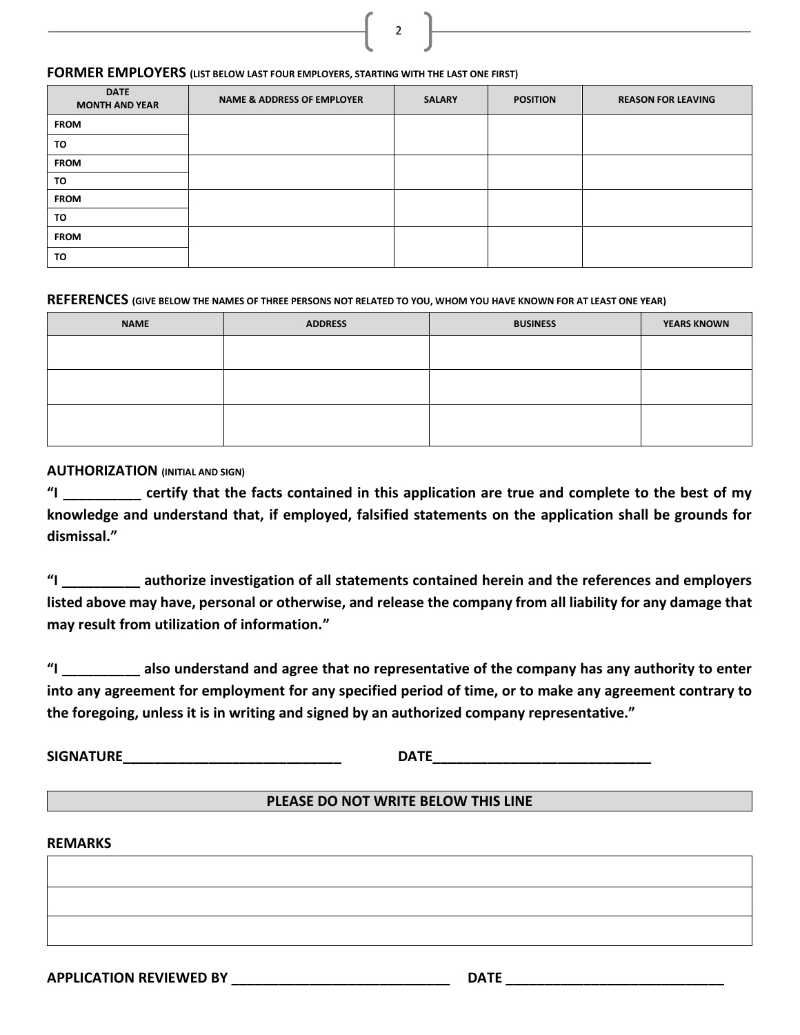**FORMER EMPLOYERS** (LIST BELOW LAST FOUR EMPLOYERS, STARTING WITH THE LAST ONE FIRST)

| DATE MONTH AND YEAR | NAME & ADDRESS OF EMPLOYER | SALARY | POSITION | REASON FOR LEAVING |
|---|---|---|---|---|
| FROM | | | | |
| TO | | | | |
| FROM | | | | |
| TO | | | | |
| FROM | | | | |
| TO | | | | |
| FROM | | | | |
| TO | | | | |

**REFERENCES** (GIVE BELOW THE NAMES OF THREE PERSONS NOT RELATED TO YOU, WHOM YOU HAVE KNOWN FOR AT LEAST ONE YEAR)

| NAME | ADDRESS | BUSINESS | YEARS KNOWN |
|---|---|---|---|
| | | | |
| | | | |
| | | | |

**AUTHORIZATION** (INITIAL AND SIGN)

**"I __________ certify that the facts contained in this application are true and complete to the best of my knowledge and understand that, if employed, falsified statements on the application shall be grounds for dismissal."**

**"I __________ authorize investigation of all statements contained herein and the references and employers listed above may have, personal or otherwise, and release the company from all liability for any damage that may result from utilization of information."**

**"I __________ also understand and agree that no representative of the company has any authority to enter into any agreement for employment for any specified period of time, or to make any agreement contrary to the foregoing, unless it is in writing and signed by an authorized company representative."**

**SIGNATURE_____________________________ DATE_____________________________**

**PLEASE DO NOT WRITE BELOW THIS LINE**

**REMARKS**

| |
|---|
| |
| |
| |

**APPLICATION REVIEWED BY _____________________________ DATE _____________________________**